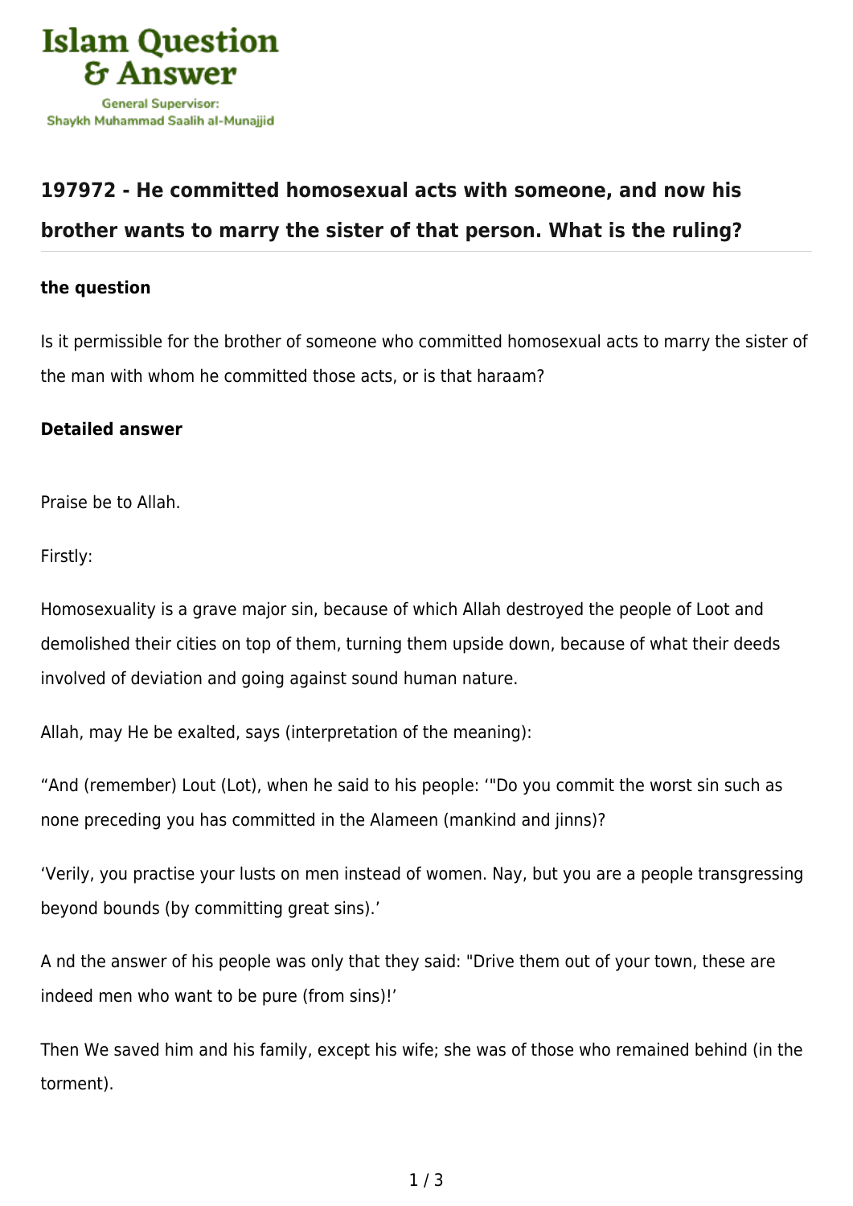Islam Question & Answer

General Supervisor: Shaykh Muhammad Saalih al-Munajjid

## 197972 - He committed homosexual acts with someone, and now his brother wants to marry the sister of that person. What is the ruling?

### the question

Is it permissible for the brother of someone who committed homosexual acts to marry the sister of the man with whom he committed those acts, or is that haraam?

### Detailed answer

Praise be to Allah.

Firstly:

Homosexuality is a grave major sin, because of which Allah destroyed the people of Loot and demolished their cities on top of them, turning them upside down, because of what their deeds involved of deviation and going against sound human nature.

Allah, may He be exalted, says (interpretation of the meaning):

“And (remember) Lout (Lot), when he said to his people: ‘"Do you commit the worst sin such as none preceding you has committed in the Alameen (mankind and jinns)?

‘Verily, you practise your lusts on men instead of women. Nay, but you are a people transgressing beyond bounds (by committing great sins).’

A nd the answer of his people was only that they said: "Drive them out of your town, these are indeed men who want to be pure (from sins)!’

Then We saved him and his family, except his wife; she was of those who remained behind (in the torment).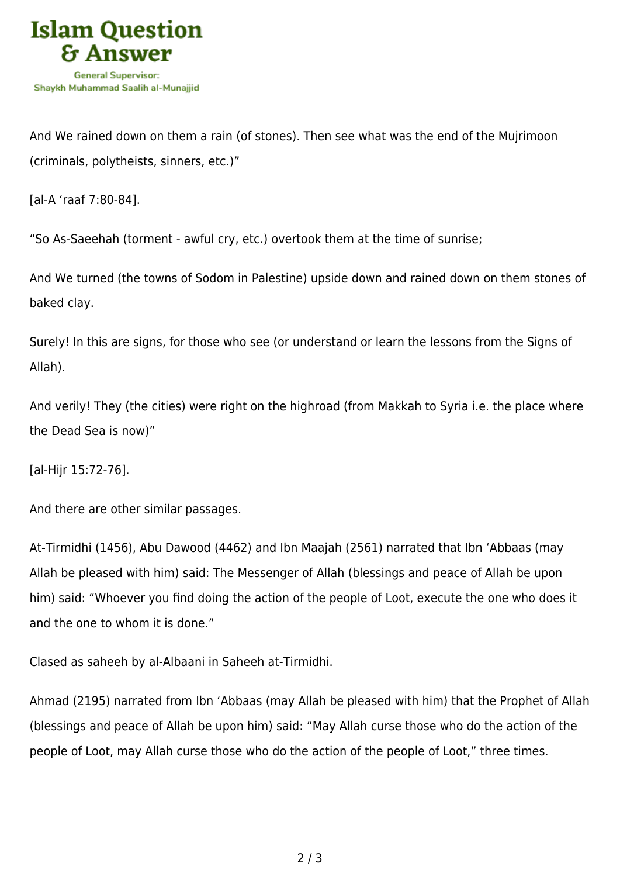And We rained down on them a rain (of stones). Then see what was the end of the Mujrimoon (criminals, polytheists, sinners, etc.)"

[al-A 'raaf 7:80-84].

"So As-Saeehah (torment - awful cry, etc.) overtook them at the time of sunrise;

And We turned (the towns of Sodom in Palestine) upside down and rained down on them stones of baked clay.

Surely! In this are signs, for those who see (or understand or learn the lessons from the Signs of Allah).

And verily! They (the cities) were right on the highroad (from Makkah to Syria i.e. the place where the Dead Sea is now)"

[al-Hijr 15:72-76].

And there are other similar passages.

At-Tirmidhi (1456), Abu Dawood (4462) and Ibn Maajah (2561) narrated that Ibn 'Abbaas (may Allah be pleased with him) said: The Messenger of Allah (blessings and peace of Allah be upon him) said: "Whoever you find doing the action of the people of Loot, execute the one who does it and the one to whom it is done."

Clased as saheeh by al-Albaani in Saheeh at-Tirmidhi.

Ahmad (2195) narrated from Ibn 'Abbaas (may Allah be pleased with him) that the Prophet of Allah (blessings and peace of Allah be upon him) said: "May Allah curse those who do the action of the people of Loot, may Allah curse those who do the action of the people of Loot," three times.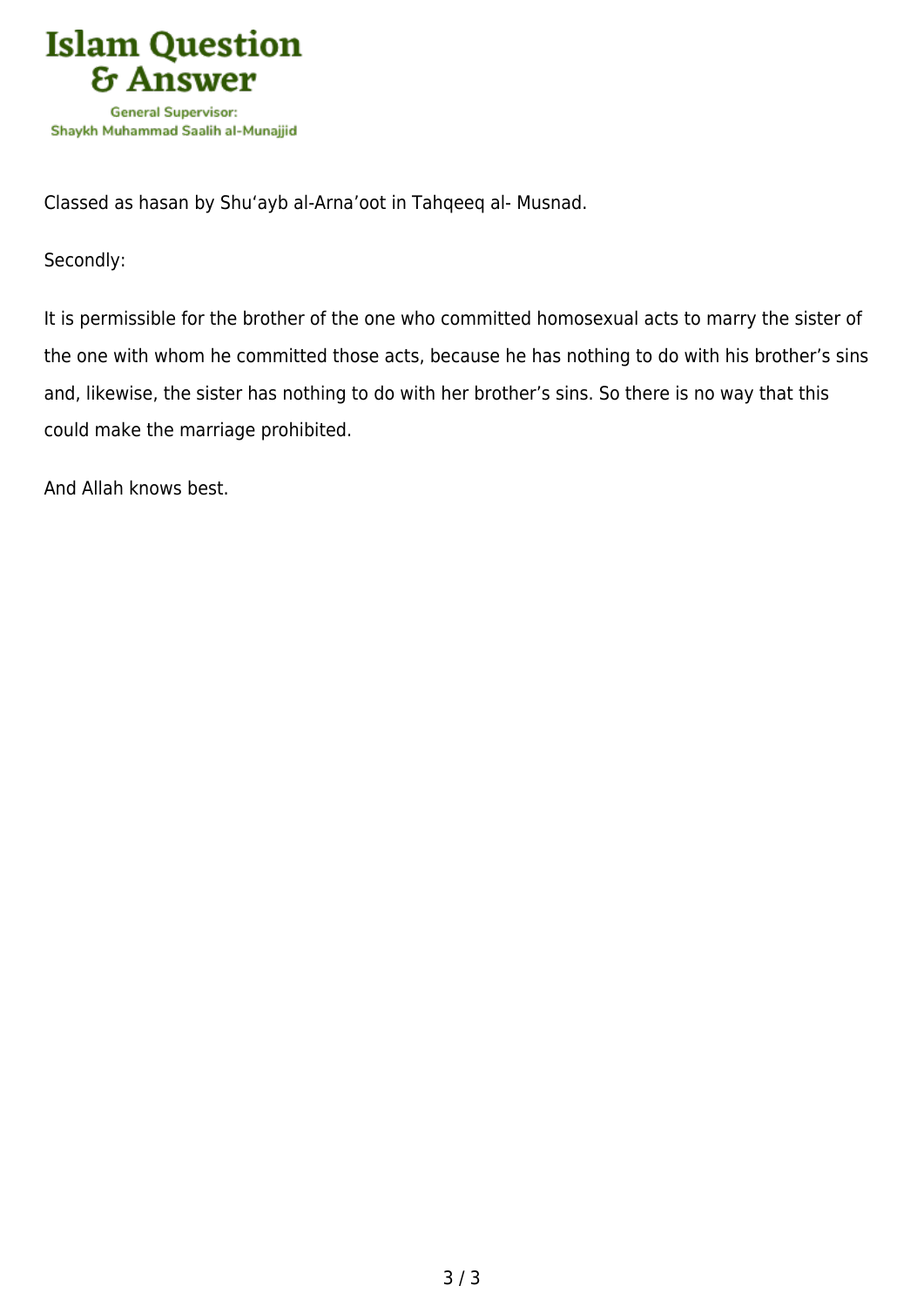Classed as hasan by Shu‘ayb al-Arna’oot in Tahqeeq al- Musnad.

Secondly:

It is permissible for the brother of the one who committed homosexual acts to marry the sister of the one with whom he committed those acts, because he has nothing to do with his brother’s sins and, likewise, the sister has nothing to do with her brother’s sins. So there is no way that this could make the marriage prohibited.

And Allah knows best.